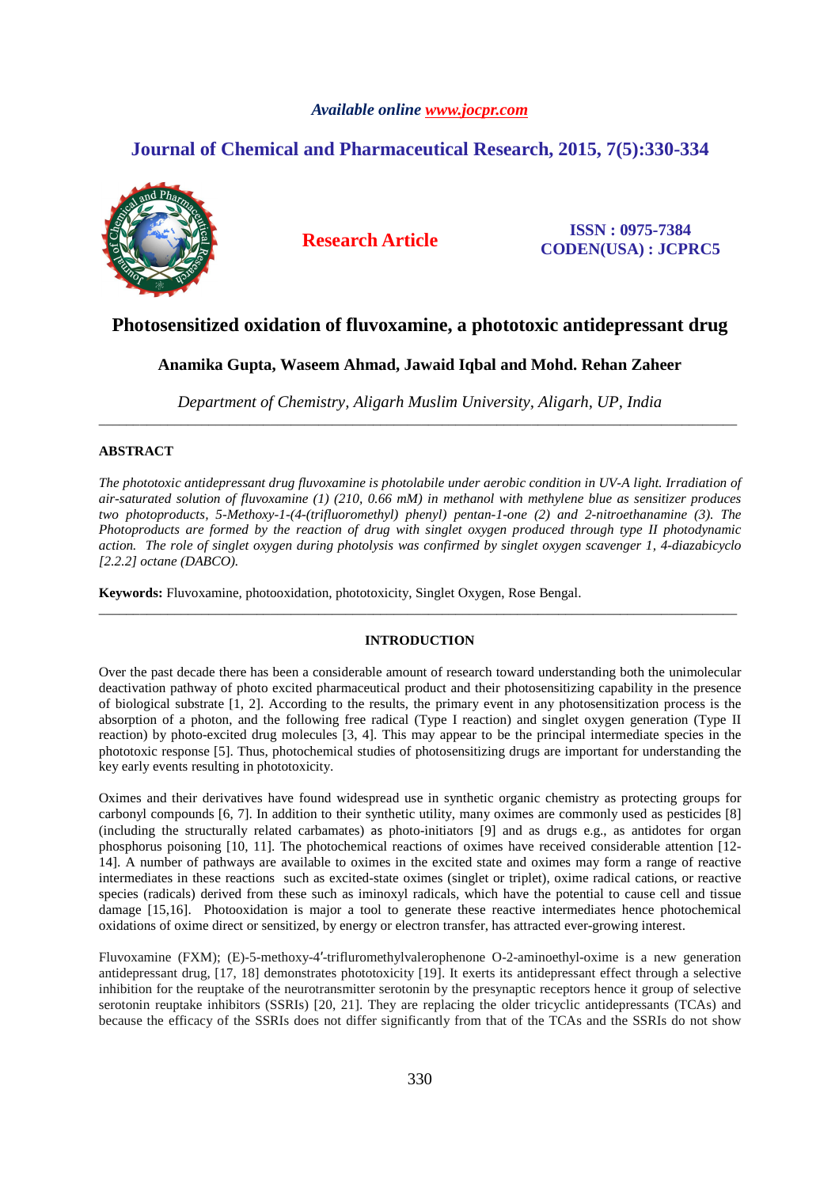*Available online www.jocpr.com*

**Journal of Chemical and Pharmaceutical Research, 2015, 7(5):330-334**

**Research Article**

**ISSN : 0975-7384**
**CODEN(USA) : JCPRC5**

# Photosensitized oxidation of fluvoxamine, a phototoxic antidepressant drug

**Anamika Gupta, Waseem Ahmad, Jawaid Iqbal and Mohd. Rehan Zaheer**

*Department of Chemistry, Aligarh Muslim University, Aligarh, UP, India*

---

## ABSTRACT

*The phototoxic antidepressant drug fluvoxamine is photolabile under aerobic condition in UV-A light. Irradiation of air-saturated solution of fluvoxamine (1) (210, 0.66 mM) in methanol with methylene blue as sensitizer produces two photoproducts, 5-Methoxy-1-(4-(trifluoromethyl) phenyl) pentan-1-one (2) and 2-nitroethanamine (3). The Photoproducts are formed by the reaction of drug with singlet oxygen produced through type II photodynamic action. The role of singlet oxygen during photolysis was confirmed by singlet oxygen scavenger 1, 4-diazabicyclo [2.2.2] octane (DABCO).*

**Keywords:** Fluvoxamine, photooxidation, phototoxicity, Singlet Oxygen, Rose Bengal.

---

## INTRODUCTION

Over the past decade there has been a considerable amount of research toward understanding both the unimolecular deactivation pathway of photo excited pharmaceutical product and their photosensitizing capability in the presence of biological substrate [1, 2]. According to the results, the primary event in any photosensitization process is the absorption of a photon, and the following free radical (Type I reaction) and singlet oxygen generation (Type II reaction) by photo-excited drug molecules [3, 4]. This may appear to be the principal intermediate species in the phototoxic response [5]. Thus, photochemical studies of photosensitizing drugs are important for understanding the key early events resulting in phototoxicity.

Oximes and their derivatives have found widespread use in synthetic organic chemistry as protecting groups for carbonyl compounds [6, 7]. In addition to their synthetic utility, many oximes are commonly used as pesticides [8] (including the structurally related carbamates) as photo-initiators [9] and as drugs e.g., as antidotes for organ phosphorus poisoning [10, 11]. The photochemical reactions of oximes have received considerable attention [12-14]. A number of pathways are available to oximes in the excited state and oximes may form a range of reactive intermediates in these reactions such as excited-state oximes (singlet or triplet), oxime radical cations, or reactive species (radicals) derived from these such as iminoxyl radicals, which have the potential to cause cell and tissue damage [15,16]. Photooxidation is major a tool to generate these reactive intermediates hence photochemical oxidations of oxime direct or sensitized, by energy or electron transfer, has attracted ever-growing interest.

Fluvoxamine (FXM); (E)-5-methoxy-4′-trifluromethylvalerophenone O-2-aminoethyl-oxime is a new generation antidepressant drug, [17, 18] demonstrates phototoxicity [19]. It exerts its antidepressant effect through a selective inhibition for the reuptake of the neurotransmitter serotonin by the presynaptic receptors hence it group of selective serotonin reuptake inhibitors (SSRIs) [20, 21]. They are replacing the older tricyclic antidepressants (TCAs) and because the efficacy of the SSRIs does not differ significantly from that of the TCAs and the SSRIs do not show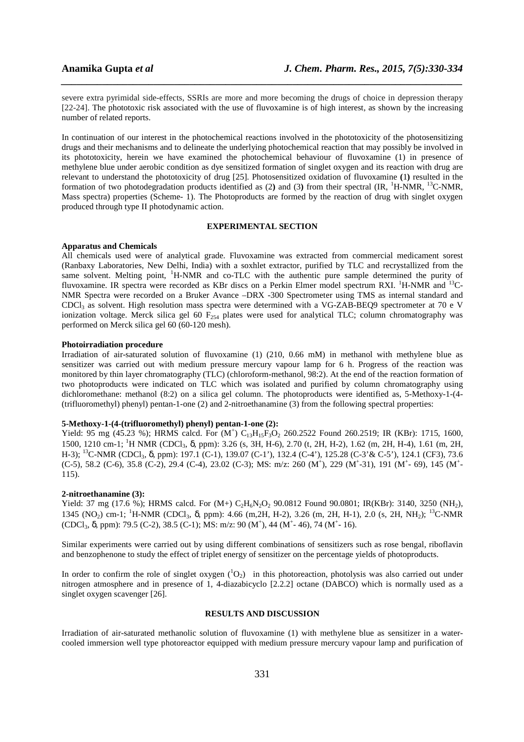severe extra pyrimidal side-effects, SSRIs are more and more becoming the drugs of choice in depression therapy [22-24]. The phototoxic risk associated with the use of fluvoxamine is of high interest, as shown by the increasing number of related reports.

In continuation of our interest in the photochemical reactions involved in the phototoxicity of the photosensitizing drugs and their mechanisms and to delineate the underlying photochemical reaction that may possibly be involved in its phototoxicity, herein we have examined the photochemical behaviour of fluvoxamine (1) in presence of methylene blue under aerobic condition as dye sensitized formation of singlet oxygen and its reaction with drug are relevant to understand the phototoxicity of drug [25]. Photosensitized oxidation of fluvoxamine **(**1**)** resulted in the formation of two photodegradation products identified as (2**)** and (3**)** from their spectral (IR, $^1$H-NMR, $^{13}$C-NMR, Mass spectra) properties (Scheme- 1). The Photoproducts are formed by the reaction of drug with singlet oxygen produced through type II photodynamic action.

## EXPERIMENTAL SECTION

### Apparatus and Chemicals

All chemicals used were of analytical grade. Fluvoxamine was extracted from commercial medicament sorest (Ranbaxy Laboratories, New Delhi, India) with a soxhlet extractor, purified by TLC and recrystallized from the same solvent. Melting point, $^1$H-NMR and co-TLC with the authentic pure sample determined the purity of fluvoxamine. IR spectra were recorded as KBr discs on a Perkin Elmer model spectrum RXI. $^1$H-NMR and $^{13}$C-NMR Spectra were recorded on a Bruker Avance –DRX -300 Spectrometer using TMS as internal standard and $CDCl_3$ as solvent. High resolution mass spectra were determined with a VG-ZAB-BEQ9 spectrometer at 70 e V ionization voltage. Merck silica gel 60 $F_{254}$ plates were used for analytical TLC; column chromatography was performed on Merck silica gel 60 (60-120 mesh).

### Photoirradiation procedure

Irradiation of air-saturated solution of fluvoxamine (1) (210, 0.66 mM) in methanol with methylene blue as sensitizer was carried out with medium pressure mercury vapour lamp for 6 h. Progress of the reaction was monitored by thin layer chromatography (TLC) (chloroform-methanol, 98:2). At the end of the reaction formation of two photoproducts were indicated on TLC which was isolated and purified by column chromatography using dichloromethane: methanol (8:2) on a silica gel column. The photoproducts were identified as, 5-Methoxy-1-(4-(trifluoromethyl) phenyl) pentan-1-one (2) and 2-nitroethanamine (3) from the following spectral properties:

### 5-Methoxy-1-(4-(trifluoromethyl) phenyl) pentan-1-one (2):

Yield: 95 mg (45.23 %); HRMS calcd. For ($M^+$) $C_{13}H_{15}F_3O_2$ 260.2522 Found 260.2519; IR (KBr): 1715, 1600, 1500, 1210 cm-1; $^1$H NMR ($CDCl_3$, δ, ppm): 3.26 (s, 3H, H-6), 2.70 (t, 2H, H-2), 1.62 (m, 2H, H-4), 1.61 (m, 2H, H-3); $^{13}$C-NMR ($CDCl_3$, δ, ppm): 197.1 (C-1), 139.07 (C-1'), 132.4 (C-4'), 125.28 (C-3'& C-5'), 124.1 (CF3), 73.6 (C-5), 58.2 (C-6), 35.8 (C-2), 29.4 (C-4), 23.02 (C-3); MS: m/z: 260 ($M^+$), 229 ($M^+$-31), 191 ($M^+$- 69), 145 ($M^+$- 115).

### 2-nitroethanamine (3):

Yield: 37 mg (17.6 %); HRMS calcd. For (M+) $C_2H_6N_2O_2$ 90.0812 Found 90.0801; IR(KBr): 3140, 3250 ($NH_2$), 1345 ($NO_2$) cm-1; $^1$H-NMR ($CDCl_3$, δ, ppm): 4.66 (m,2H, H-2), 3.26 (m, 2H, H-1), 2.0 (s, 2H, $NH_2$); $^{13}$C-NMR ($CDCl_3$, δ, ppm): 79.5 (C-2), 38.5 (C-1); MS: m/z: 90 ($M^+$), 44 ($M^+$- 46), 74 ($M^+$- 16).

Similar experiments were carried out by using different combinations of sensitizers such as rose bengal, riboflavin and benzophenone to study the effect of triplet energy of sensitizer on the percentage yields of photoproducts.

In order to confirm the role of singlet oxygen ($^1O_2$) in this photoreaction, photolysis was also carried out under nitrogen atmosphere and in presence of 1, 4-diazabicyclo [2.2.2] octane (DABCO) which is normally used as a singlet oxygen scavenger [26].

## RESULTS AND DISCUSSION

Irradiation of air-saturated methanolic solution of fluvoxamine (1) with methylene blue as sensitizer in a water-cooled immersion well type photoreactor equipped with medium pressure mercury vapour lamp and purification of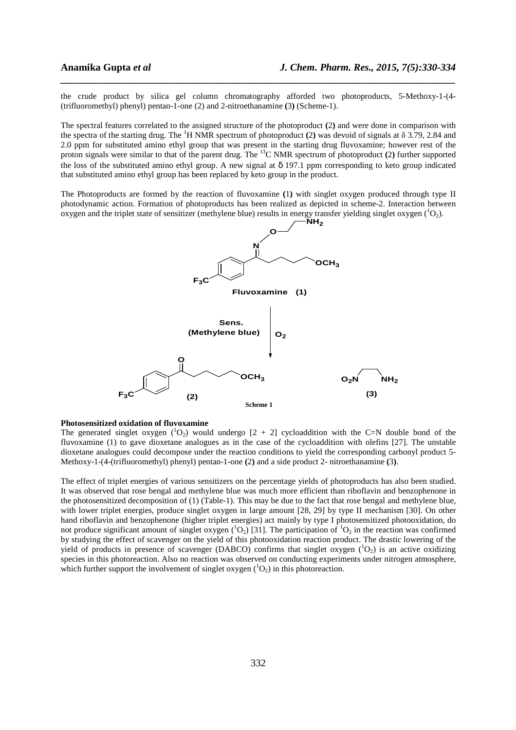the crude product by silica gel column chromatography afforded two photoproducts, 5-Methoxy-1-(4-(trifluoromethyl) phenyl) pentan-1-one (2) and 2-nitroethanamine **(3)** (Scheme-1).

The spectral features correlated to the assigned structure of the photoproduct **(**2**)** and were done in comparison with the spectra of the starting drug. The $^1$H NMR spectrum of photoproduct **(**2**)** was devoid of signals at δ 3.79, 2.84 and 2.0 ppm for substituted amino ethyl group that was present in the starting drug fluvoxamine; however rest of the proton signals were similar to that of the parent drug. The $^{13}$C NMR spectrum of photoproduct **(**2**)** further supported the loss of the substituted amino ethyl group. A new signal at δ 197.1 ppm corresponding to keto group indicated that substituted amino ethyl group has been replaced by keto group in the product.

The Photoproducts are formed by the reaction of fluvoxamine **(**1**)** with singlet oxygen produced through type II photodynamic action. Formation of photoproducts has been realized as depicted in scheme-2. Interaction between oxygen and the triplet state of sensitizer (methylene blue) results in energy transfer yielding singlet oxygen ($^1O_2$).

**Scheme 1**

### Photosensitized oxidation of fluvoxamine

The generated singlet oxygen ($^1O_2$) would undergo [2 + 2] cycloaddition with the C=N double bond of the fluvoxamine (1) to gave dioxetane analogues as in the case of the cycloaddition with olefins [27]. The unstable dioxetane analogues could decompose under the reaction conditions to yield the corresponding carbonyl product 5-Methoxy-1-(4-(trifluoromethyl) phenyl) pentan-1-one **(**2**)** and a side product 2- nitroethanamine **(**3**)**.

The effect of triplet energies of various sensitizers on the percentage yields of photoproducts has also been studied. It was observed that rose bengal and methylene blue was much more efficient than riboflavin and benzophenone in the photosensitized decomposition of (1) (Table-1). This may be due to the fact that rose bengal and methylene blue, with lower triplet energies, produce singlet oxygen in large amount [28, 29] by type II mechanism [30]. On other hand riboflavin and benzophenone (higher triplet energies) act mainly by type I photosensitized photooxidation, do not produce significant amount of singlet oxygen ($^1O_2$) [31]. The participation of $^1O_2$ in the reaction was confirmed by studying the effect of scavenger on the yield of this photooxidation reaction product. The drastic lowering of the yield of products in presence of scavenger (DABCO) confirms that singlet oxygen ($^1O_2$) is an active oxidizing species in this photoreaction. Also no reaction was observed on conducting experiments under nitrogen atmosphere, which further support the involvement of singlet oxygen ($^1O_2$) in this photoreaction.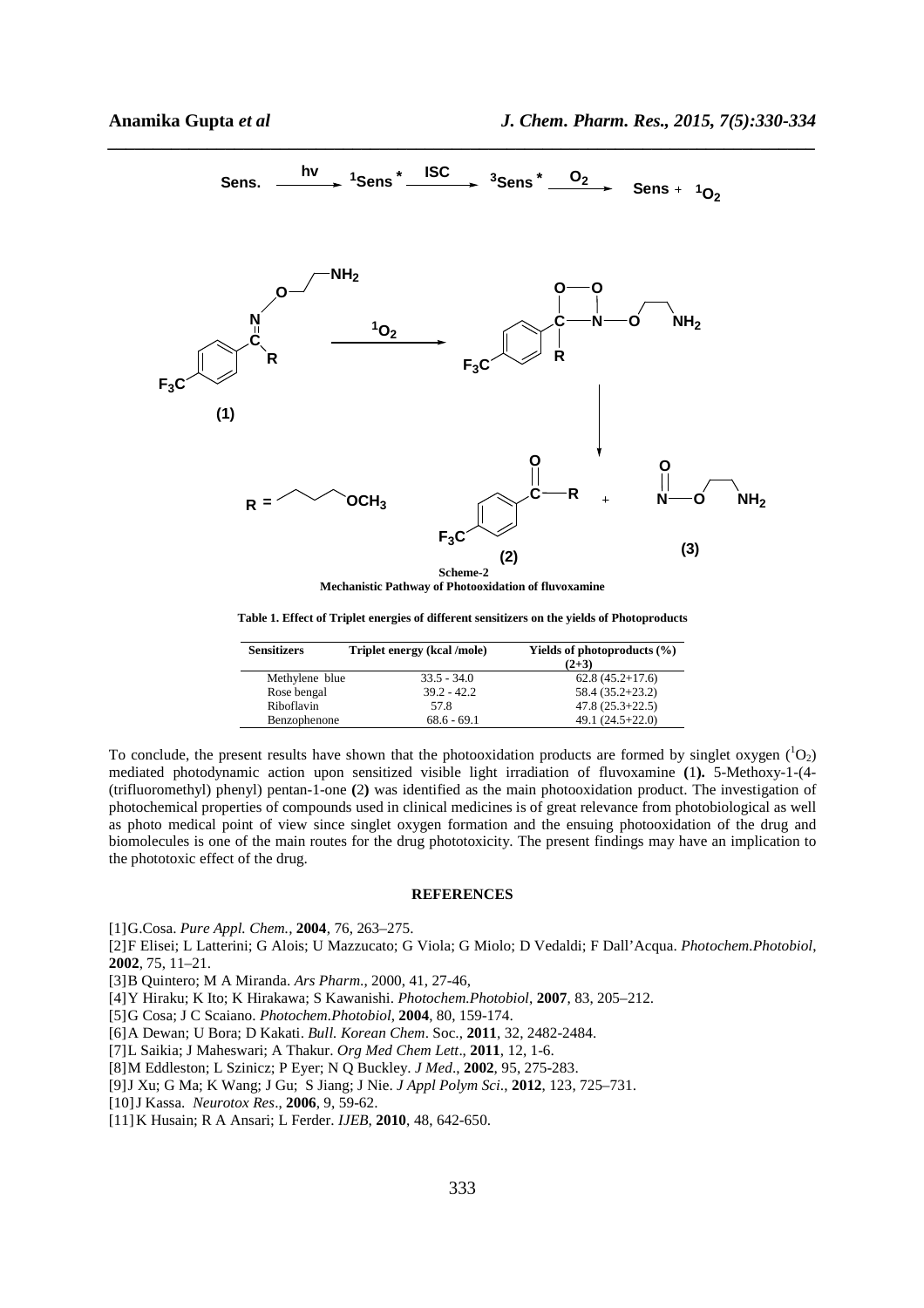Sens. $\xrightarrow{h\nu}$ $^1$Sens* $\xrightarrow{ISC}$ $^3$Sens* $\xrightarrow{O_2}$ Sens + $^1O_2$

**Scheme-2**
**Mechanistic Pathway of Photooxidation of fluvoxamine**

**Table 1. Effect of Triplet energies of different sensitizers on the yields of Photoproducts**

| Sensitizers | Triplet energy (kcal /mole) | Yields of photoproducts (%) (2+3) |
|---|---|---|
| Methylene blue | 33.5 - 34.0 | 62.8 (45.2+17.6) |
| Rose bengal | 39.2 - 42.2 | 58.4 (35.2+23.2) |
| Riboflavin | 57.8 | 47.8 (25.3+22.5) |
| Benzophenone | 68.6 - 69.1 | 49.1 (24.5+22.0) |

To conclude, the present results have shown that the photooxidation products are formed by singlet oxygen ($^1O_2$) mediated photodynamic action upon sensitized visible light irradiation of fluvoxamine **(1).** 5-Methoxy-1-(4-(trifluoromethyl) phenyl) pentan-1-one **(2)** was identified as the main photooxidation product. The investigation of photochemical properties of compounds used in clinical medicines is of great relevance from photobiological as well as photo medical point of view since singlet oxygen formation and the ensuing photooxidation of the drug and biomolecules is one of the main routes for the drug phototoxicity. The present findings may have an implication to the phototoxic effect of the drug.

## REFERENCES

[1] G.Cosa. *Pure Appl. Chem.*, **2004**, 76, 263–275.

[2] F Elisei; L Latterini; G Alois; U Mazzucato; G Viola; G Miolo; D Vedaldi; F Dall'Acqua. *Photochem.Photobiol*, **2002**, 75, 11–21.

[3] B Quintero; M A Miranda. *Ars Pharm.*, 2000, 41, 27-46,

[4] Y Hiraku; K Ito; K Hirakawa; S Kawanishi. *Photochem.Photobiol*, **2007**, 83, 205–212.

[5] G Cosa; J C Scaiano. *Photochem.Photobiol*, **2004**, 80, 159-174.

[6] A Dewan; U Bora; D Kakati. *Bull. Korean Chem*. Soc., **2011**, 32, 2482-2484.

[7] L Saikia; J Maheswari; A Thakur. *Org Med Chem Lett*., **2011**, 12, 1-6.

[8] M Eddleston; L Szinicz; P Eyer; N Q Buckley. *J Med*., **2002**, 95, 275-283.

[9] J Xu; G Ma; K Wang; J Gu; S Jiang; J Nie. *J Appl Polym Sci*., **2012**, 123, 725–731.

[10] J Kassa. *Neurotox Res*., **2006**, 9, 59-62.

[11] K Husain; R A Ansari; L Ferder. *IJEB*, **2010**, 48, 642-650.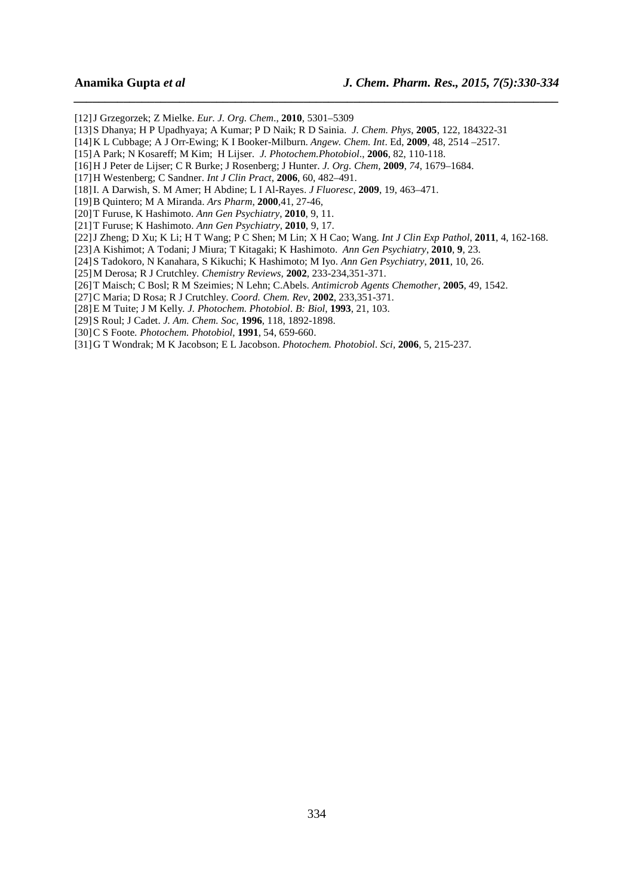[12] J Grzegorzek; Z Mielke. *Eur. J. Org. Chem*., **2010**, 5301–5309

[13] S Dhanya; H P Upadhyaya; A Kumar; P D Naik; R D Sainia. *J. Chem. Phys*, **2005**, 122, 184322-31

[14] K L Cubbage; A J Orr-Ewing; K I Booker-Milburn. *Angew. Chem. Int*. Ed, **2009**, 48, 2514 –2517.

[15] A Park; N Kosareff; M Kim; H Lijser. *J. Photochem.Photobiol*., **2006**, 82, 110-118.

[16] H J Peter de Lijser; C R Burke; J Rosenberg; J Hunter. *J. Org. Chem*, **2009**, *74*, 1679–1684.

[17] H Westenberg; C Sandner. *Int J Clin Pract*, **2006**, 60, 482–491.

[18] I. A Darwish, S. M Amer; H Abdine; L I Al-Rayes. *J Fluoresc*, **2009**, 19, 463–471.

[19] B Quintero; M A Miranda. *Ars Pharm*, **2000**,41, 27-46,

[20] T Furuse, K Hashimoto. *Ann Gen Psychiatry*, **2010**, 9, 11.

[21] T Furuse; K Hashimoto. *Ann Gen Psychiatry*, **2010**, 9, 17.

[22] J Zheng; D Xu; K Li; H T Wang; P C Shen; M Lin; X H Cao; Wang. *Int J Clin Exp Pathol*, **2011**, 4, 162-168.

[23] A Kishimot; A Todani; J Miura; T Kitagaki; K Hashimoto. *Ann Gen Psychiatry*, **2010**, **9**, 23.

[24] S Tadokoro, N Kanahara, S Kikuchi; K Hashimoto; M Iyo. *Ann Gen Psychiatry*, **2011**, 10, 26.

[25] M Derosa; R J Crutchley. *Chemistry Reviews*, **2002**, 233-234,351-371.

[26] T Maisch; C Bosl; R M Szeimies; N Lehn; C.Abels. *Antimicrob Agents Chemother*, **2005**, 49, 1542.

[27] C Maria; D Rosa; R J Crutchley. *Coord. Chem. Rev*, **2002**, 233,351-371.

[28] E M Tuite; J M Kelly. *J. Photochem. Photobiol. B: Biol*, **1993**, 21, 103.

[29] S Roul; J Cadet. *J. Am. Chem. Soc*, **1996**, 118, 1892-1898.

[30] C S Foote. *Photochem. Photobiol*, **1991**, 54, 659-660.

[31] G T Wondrak; M K Jacobson; E L Jacobson. *Photochem. Photobiol. Sci*, **2006**, 5, 215-237.